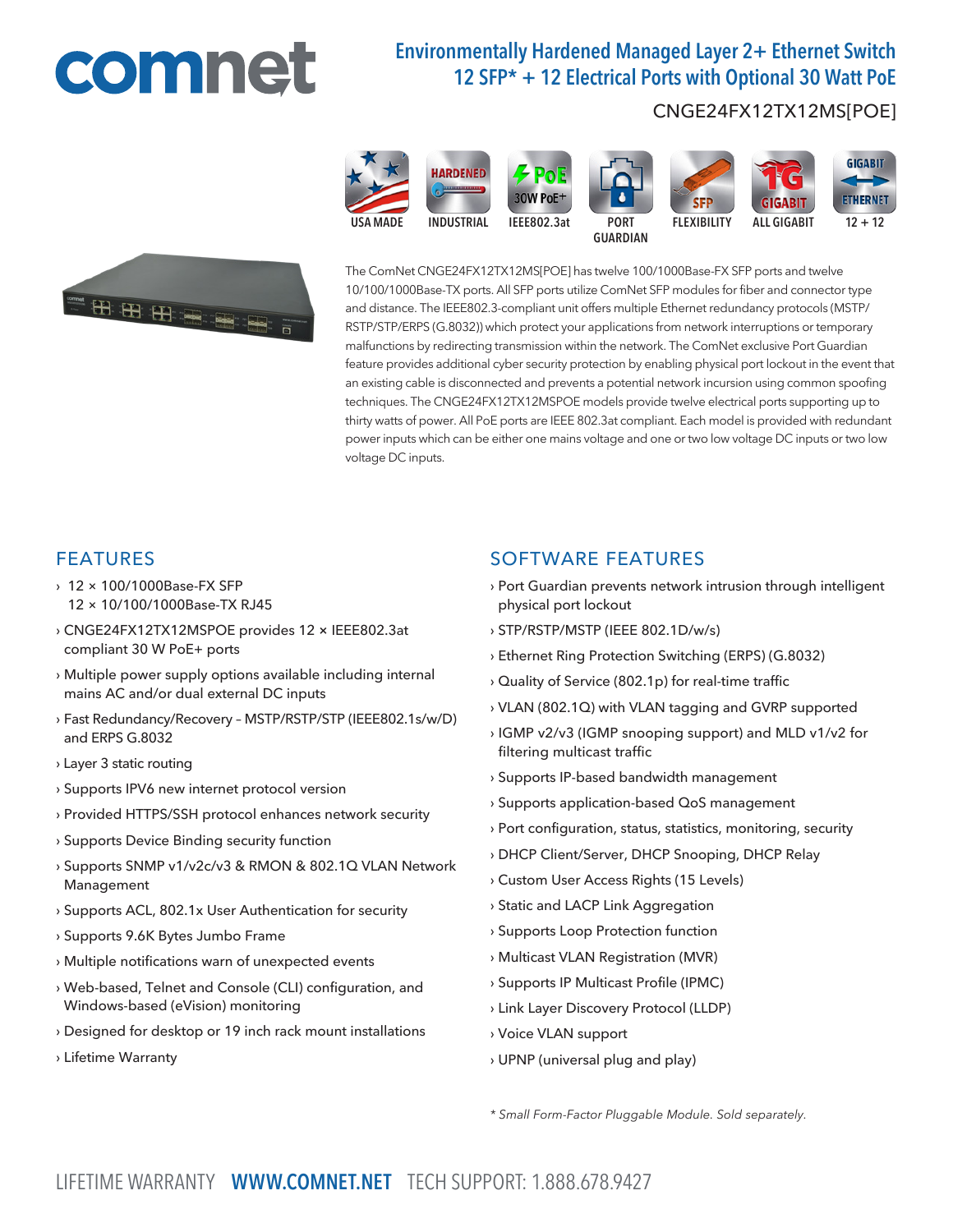comnet

# Environmentally Hardened Managed Layer 2+ Ethernet Switch
## 12 SFP* + 12 Electrical Ports with Optional 30 Watt PoE

CNGE24FX12TX12MS[POE]

USA MADE | INDUSTRIAL | IEEE802.3at | PORT GUARDIAN | FLEXIBILITY | ALL GIGABIT | 12 + 12

The ComNet CNGE24FX12TX12MS[POE] has twelve 100/1000Base-FX SFP ports and twelve 10/100/1000Base-TX ports. All SFP ports utilize ComNet SFP modules for fiber and connector type and distance. The IEEE802.3-compliant unit offers multiple Ethernet redundancy protocols (MSTP/RSTP/STP/ERPS (G.8032)) which protect your applications from network interruptions or temporary malfunctions by redirecting transmission within the network. The ComNet exclusive Port Guardian feature provides additional cyber security protection by enabling physical port lockout in the event that an existing cable is disconnected and prevents a potential network incursion using common spoofing techniques. The CNGE24FX12TX12MSPOE models provide twelve electrical ports supporting up to thirty watts of power. All PoE ports are IEEE 802.3at compliant. Each model is provided with redundant power inputs which can be either one mains voltage and one or two low voltage DC inputs or two low voltage DC inputs.

## FEATURES

- 12 × 100/1000Base-FX SFP
  12 × 10/100/1000Base-TX RJ45
- CNGE24FX12TX12MSPOE provides 12 × IEEE802.3at compliant 30 W PoE+ ports
- Multiple power supply options available including internal mains AC and/or dual external DC inputs
- Fast Redundancy/Recovery – MSTP/RSTP/STP (IEEE802.1s/w/D) and ERPS G.8032
- Layer 3 static routing
- Supports IPV6 new internet protocol version
- Provided HTTPS/SSH protocol enhances network security
- Supports Device Binding security function
- Supports SNMP v1/v2c/v3 & RMON & 802.1Q VLAN Network Management
- Supports ACL, 802.1x User Authentication for security
- Supports 9.6K Bytes Jumbo Frame
- Multiple notifications warn of unexpected events
- Web-based, Telnet and Console (CLI) configuration, and Windows-based (eVision) monitoring
- Designed for desktop or 19 inch rack mount installations
- Lifetime Warranty

## SOFTWARE FEATURES

- Port Guardian prevents network intrusion through intelligent physical port lockout
- STP/RSTP/MSTP (IEEE 802.1D/w/s)
- Ethernet Ring Protection Switching (ERPS) (G.8032)
- Quality of Service (802.1p) for real-time traffic
- VLAN (802.1Q) with VLAN tagging and GVRP supported
- IGMP v2/v3 (IGMP snooping support) and MLD v1/v2 for filtering multicast traffic
- Supports IP-based bandwidth management
- Supports application-based QoS management
- Port configuration, status, statistics, monitoring, security
- DHCP Client/Server, DHCP Snooping, DHCP Relay
- Custom User Access Rights (15 Levels)
- Static and LACP Link Aggregation
- Supports Loop Protection function
- Multicast VLAN Registration (MVR)
- Supports IP Multicast Profile (IPMC)
- Link Layer Discovery Protocol (LLDP)
- Voice VLAN support
- UPNP (universal plug and play)

*\* Small Form-Factor Pluggable Module. Sold separately.*

LIFETIME WARRANTY **WWW.COMNET.NET** TECH SUPPORT: 1.888.678.9427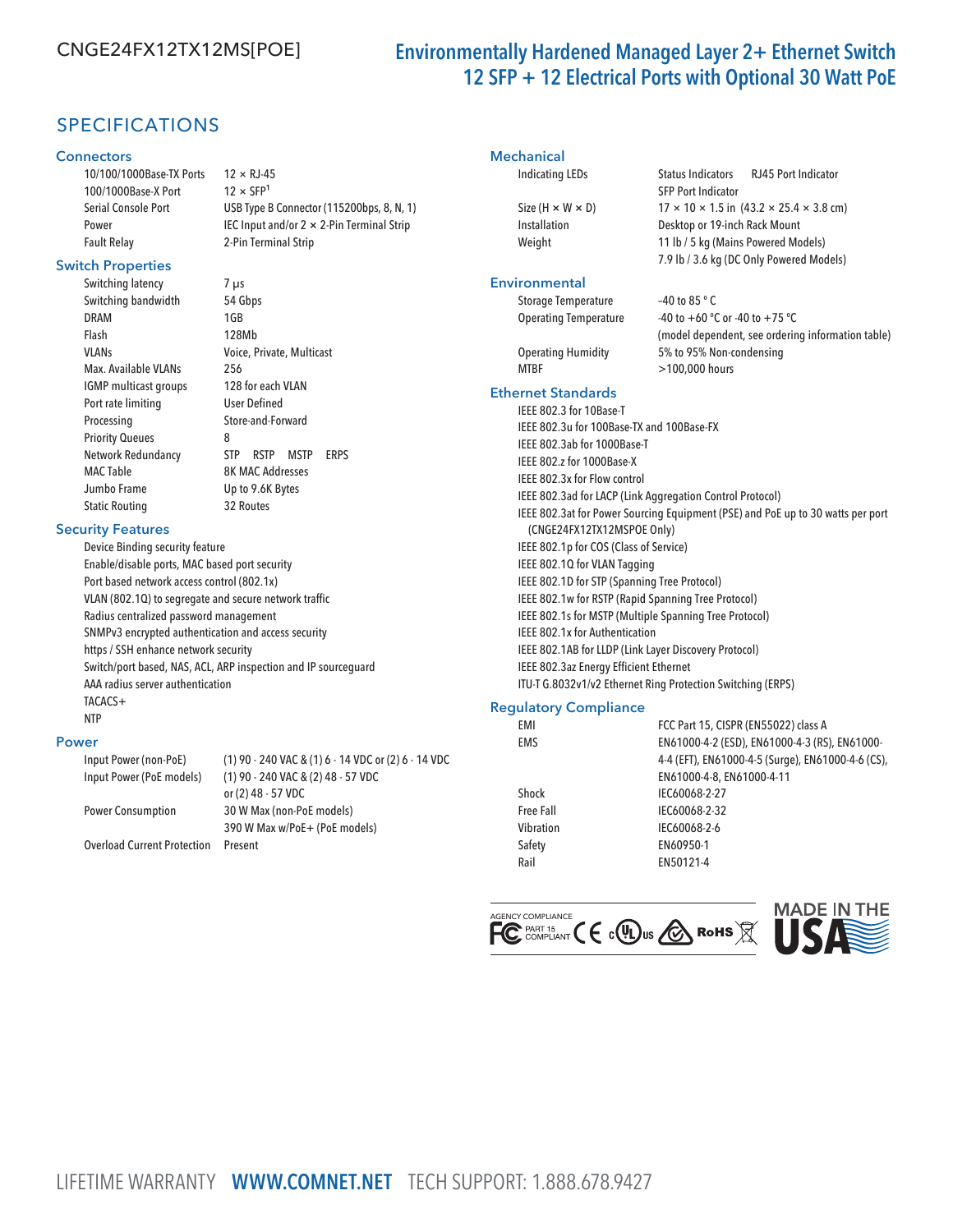# CNGE24FX12TX12MS[POE]

## Environmentally Hardened Managed Layer 2+ Ethernet Switch 12 SFP + 12 Electrical Ports with Optional 30 Watt PoE

## SPECIFICATIONS

### Connectors

| | |
|---|---|
| 10/100/1000Base-TX Ports | 12 × RJ-45 |
| 100/1000Base-X Port | 12 × SFP[1] |
| Serial Console Port | USB Type B Connector (115200bps, 8, N, 1) |
| Power | IEC Input and/or 2 × 2-Pin Terminal Strip |
| Fault Relay | 2-Pin Terminal Strip |

### Switch Properties

| | |
|---|---|
| Switching latency | 7 μs |
| Switching bandwidth | 54 Gbps |
| DRAM | 1GB |
| Flash | 128Mb |
| VLANs | Voice, Private, Multicast |
| Max. Available VLANs | 256 |
| IGMP multicast groups | 128 for each VLAN |
| Port rate limiting | User Defined |
| Processing | Store-and-Forward |
| Priority Queues | 8 |
| Network Redundancy | STP RSTP MSTP ERPS |
| MAC Table | 8K MAC Addresses |
| Jumbo Frame | Up to 9.6K Bytes |
| Static Routing | 32 Routes |

### Security Features

- Device Binding security feature
- Enable/disable ports, MAC based port security
- Port based network access control (802.1x)
- VLAN (802.1Q) to segregate and secure network traffic
- Radius centralized password management
- SNMPv3 encrypted authentication and access security
- https / SSH enhance network security
- Switch/port based, NAS, ACL, ARP inspection and IP sourceguard
- AAA radius server authentication
- TACACS+
- NTP

### Power

| | |
|---|---|
| Input Power (non-PoE) | (1) 90 - 240 VAC & (1) 6 - 14 VDC or (2) 6 - 14 VDC |
| Input Power (PoE models) | (1) 90 - 240 VAC & (2) 48 - 57 VDC or (2) 48 - 57 VDC |
| Power Consumption | 30 W Max (non-PoE models) 390 W Max w/PoE+ (PoE models) |
| Overload Current Protection | Present |

### Mechanical

| | |
|---|---|
| Indicating LEDs | Status Indicators, RJ45 Port Indicator, SFP Port Indicator |
| Size (H × W × D) | 17 × 10 × 1.5 in (43.2 × 25.4 × 3.8 cm) |
| Installation | Desktop or 19-inch Rack Mount |
| Weight | 11 lb / 5 kg (Mains Powered Models) 7.9 lb / 3.6 kg (DC Only Powered Models) |

### Environmental

| | |
|---|---|
| Storage Temperature | –40 to 85 ° C |
| Operating Temperature | -40 to +60 °C or -40 to +75 °C (model dependent, see ordering information table) |
| Operating Humidity | 5% to 95% Non-condensing |
| MTBF | >100,000 hours |

### Ethernet Standards

- IEEE 802.3 for 10Base-T
- IEEE 802.3u for 100Base-TX and 100Base-FX
- IEEE 802.3ab for 1000Base-T
- IEEE 802.z for 1000Base-X
- IEEE 802.3x for Flow control
- IEEE 802.3ad for LACP (Link Aggregation Control Protocol)
- IEEE 802.3at for Power Sourcing Equipment (PSE) and PoE up to 30 watts per port (CNGE24FX12TX12MSPOE Only)
- IEEE 802.1p for COS (Class of Service)
- IEEE 802.1Q for VLAN Tagging
- IEEE 802.1D for STP (Spanning Tree Protocol)
- IEEE 802.1w for RSTP (Rapid Spanning Tree Protocol)
- IEEE 802.1s for MSTP (Multiple Spanning Tree Protocol)
- IEEE 802.1x for Authentication
- IEEE 802.1AB for LLDP (Link Layer Discovery Protocol)
- IEEE 802.3az Energy Efficient Ethernet
- ITU-T G.8032v1/v2 Ethernet Ring Protection Switching (ERPS)

### Regulatory Compliance

| | |
|---|---|
| EMI | FCC Part 15, CISPR (EN55022) class A |
| EMS | EN61000-4-2 (ESD), EN61000-4-3 (RS), EN61000-4-4 (EFT), EN61000-4-5 (Surge), EN61000-4-6 (CS), EN61000-4-8, EN61000-4-11 |
| Shock | IEC60068-2-27 |
| Free Fall | IEC60068-2-32 |
| Vibration | IEC60068-2-6 |
| Safety | EN60950-1 |
| Rail | EN50121-4 |

AGENCY COMPLIANCE: FC PART 15 COMPLIANT, CE, cULus, RoHS

MADE IN THE USA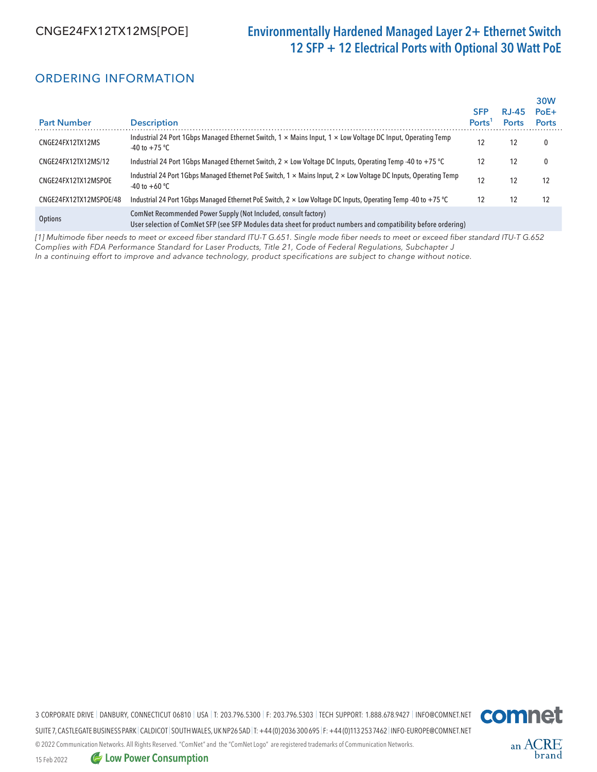## ORDERING INFORMATION

| Part Number | Description | SFP Ports[1] | RJ-45 Ports | 30W PoE+ Ports |
|---|---|---|---|---|
| CNGE24FX12TX12MS | Industrial 24 Port 1Gbps Managed Ethernet Switch, 1 × Mains Input, 1 × Low Voltage DC Input, Operating Temp -40 to +75 °C | 12 | 12 | 0 |
| CNGE24FX12TX12MS/12 | Industrial 24 Port 1Gbps Managed Ethernet Switch, 2 × Low Voltage DC Inputs, Operating Temp -40 to +75 °C | 12 | 12 | 0 |
| CNGE24FX12TX12MSPOE | Industrial 24 Port 1Gbps Managed Ethernet PoE Switch, 1 × Mains Input, 2 × Low Voltage DC Inputs, Operating Temp -40 to +60 °C | 12 | 12 | 12 |
| CNGE24FX12TX12MSPOE/48 | Industrial 24 Port 1Gbps Managed Ethernet PoE Switch, 2 × Low Voltage DC Inputs, Operating Temp -40 to +75 °C | 12 | 12 | 12 |
| Options | ComNet Recommended Power Supply (Not Included, consult factory)<br>User selection of ComNet SFP (see SFP Modules data sheet for product numbers and compatibility before ordering) | | | |

*[1] Multimode fiber needs to meet or exceed fiber standard ITU-T G.651. Single mode fiber needs to meet or exceed fiber standard ITU-T G.652*
*Complies with FDA Performance Standard for Laser Products, Title 21, Code of Federal Regulations, Subchapter J*
*In a continuing effort to improve and advance technology, product specifications are subject to change without notice.*

3 CORPORATE DRIVE | DANBURY, CONNECTICUT 06810 | USA | T: 203.796.5300 | F: 203.796.5303 | TECH SUPPORT: 1.888.678.9427 | INFO@COMNET.NET

SUITE 7, CASTLEGATE BUSINESS PARK | CALDICOT | SOUTH WALES, UK NP26 5AD | T: +44 (0)2036 300 695 | F: +44 (0)113 253 7462 | INFO-EUROPE@COMNET.NET

© 2022 Communication Networks. All Rights Reserved. "ComNet" and the "ComNet Logo" are registered trademarks of Communication Networks.

15 Feb 2022 Low Power Consumption